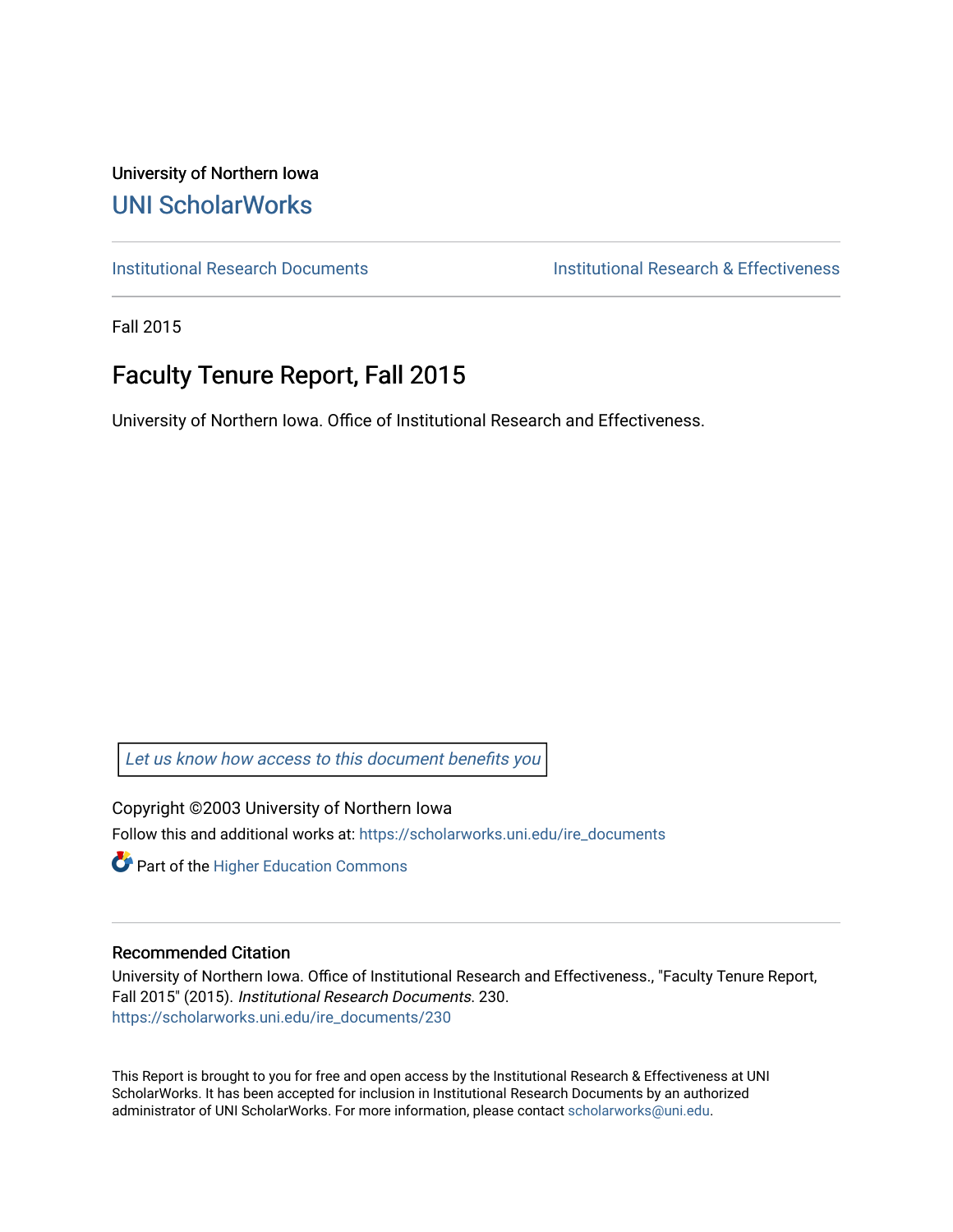University of Northern Iowa

# UNI ScholarWorks

Institutional Research Documents | Institutional Research & Effectiveness

Fall 2015

## Faculty Tenure Report, Fall 2015

University of Northern Iowa. Office of Institutional Research and Effectiveness.

*Let us know how access to this document benefits you*

Copyright ©2003 University of Northern Iowa

Follow this and additional works at: https://scholarworks.uni.edu/ire_documents

Part of the Higher Education Commons

### Recommended Citation

University of Northern Iowa. Office of Institutional Research and Effectiveness., "Faculty Tenure Report, Fall 2015" (2015). *Institutional Research Documents*. 230.
https://scholarworks.uni.edu/ire_documents/230

This Report is brought to you for free and open access by the Institutional Research & Effectiveness at UNI ScholarWorks. It has been accepted for inclusion in Institutional Research Documents by an authorized administrator of UNI ScholarWorks. For more information, please contact scholarworks@uni.edu.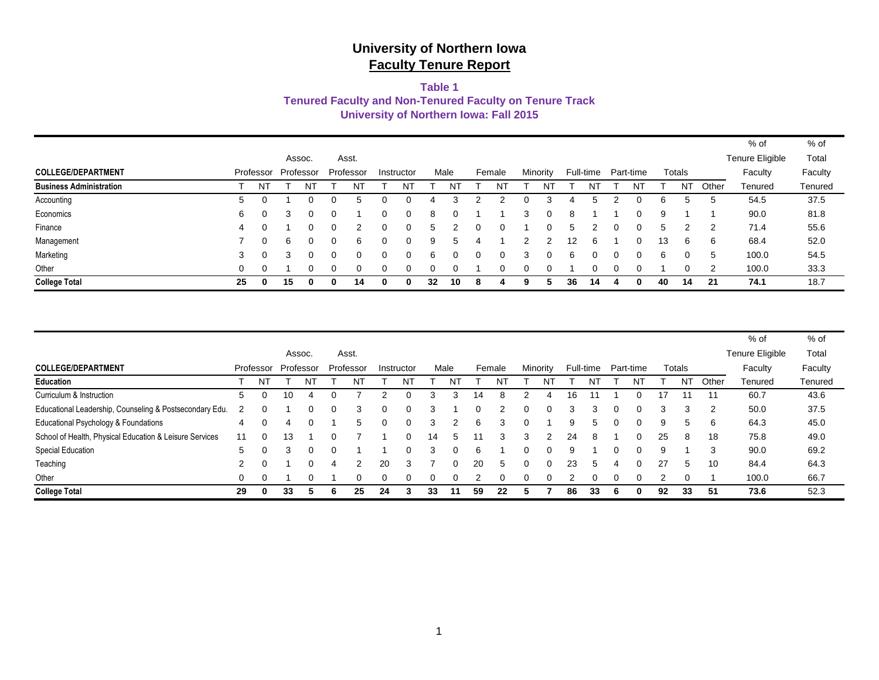# University of Northern Iowa
## Faculty Tenure Report

### Table 1
### Tenured Faculty and Non-Tenured Faculty on Tenure Track
### University of Northern Iowa: Fall 2015

| COLLEGE/DEPARTMENT | Professor | | Assoc. Professor | | Asst. Professor | | Instructor | | Male | | Female | | Minority | | Full-time | | Part-time | | Totals | | | % of Tenure Eligible Faculty | % of Total Faculty |
|---|---|---|---|---|---|---|---|---|---|---|---|---|---|---|---|---|---|---|---|---|---|---|---|
| **Business Administration** | T | NT | T | NT | T | NT | T | NT | T | NT | T | NT | T | NT | T | NT | T | NT | T | NT | Other | Tenured | Tenured |
| Accounting | 5 | 0 | 1 | 0 | 0 | 5 | 0 | 0 | 4 | 3 | 2 | 2 | 0 | 3 | 4 | 5 | 2 | 0 | 6 | 5 | 5 | 54.5 | 37.5 |
| Economics | 6 | 0 | 3 | 0 | 0 | 1 | 0 | 0 | 8 | 0 | 1 | 1 | 3 | 0 | 8 | 1 | 1 | 0 | 9 | 1 | 1 | 90.0 | 81.8 |
| Finance | 4 | 0 | 1 | 0 | 0 | 2 | 0 | 0 | 5 | 2 | 0 | 0 | 1 | 0 | 5 | 2 | 0 | 0 | 5 | 2 | 2 | 71.4 | 55.6 |
| Management | 7 | 0 | 6 | 0 | 0 | 6 | 0 | 0 | 9 | 5 | 4 | 1 | 2 | 2 | 12 | 6 | 1 | 0 | 13 | 6 | 6 | 68.4 | 52.0 |
| Marketing | 3 | 0 | 3 | 0 | 0 | 0 | 0 | 0 | 6 | 0 | 0 | 0 | 3 | 0 | 6 | 0 | 0 | 0 | 6 | 0 | 5 | 100.0 | 54.5 |
| Other | 0 | 0 | 1 | 0 | 0 | 0 | 0 | 0 | 0 | 0 | 1 | 0 | 0 | 0 | 1 | 0 | 0 | 0 | 1 | 0 | 2 | 100.0 | 33.3 |
| **College Total** | **25** | **0** | **15** | **0** | **0** | **14** | **0** | **0** | **32** | **10** | **8** | **4** | **9** | **5** | **36** | **14** | **4** | **0** | **40** | **14** | **21** | **74.1** | 18.7 |

| COLLEGE/DEPARTMENT | Professor | | Assoc. Professor | | Asst. Professor | | Instructor | | Male | | Female | | Minority | | Full-time | | Part-time | | Totals | | | % of Tenure Eligible Faculty | % of Total Faculty |
|---|---|---|---|---|---|---|---|---|---|---|---|---|---|---|---|---|---|---|---|---|---|---|---|
| **Education** | T | NT | T | NT | T | NT | T | NT | T | NT | T | NT | T | NT | T | NT | T | NT | T | NT | Other | Tenured | Tenured |
| Curriculum & Instruction | 5 | 0 | 10 | 4 | 0 | 7 | 2 | 0 | 3 | 3 | 14 | 8 | 2 | 4 | 16 | 11 | 1 | 0 | 17 | 11 | 11 | 60.7 | 43.6 |
| Educational Leadership, Counseling & Postsecondary Edu. | 2 | 0 | 1 | 0 | 0 | 3 | 0 | 0 | 3 | 1 | 0 | 2 | 0 | 0 | 3 | 3 | 0 | 0 | 3 | 3 | 2 | 50.0 | 37.5 |
| Educational Psychology & Foundations | 4 | 0 | 4 | 0 | 1 | 5 | 0 | 0 | 3 | 2 | 6 | 3 | 0 | 1 | 9 | 5 | 0 | 0 | 9 | 5 | 6 | 64.3 | 45.0 |
| School of Health, Physical Education & Leisure Services | 11 | 0 | 13 | 1 | 0 | 7 | 1 | 0 | 14 | 5 | 11 | 3 | 3 | 2 | 24 | 8 | 1 | 0 | 25 | 8 | 18 | 75.8 | 49.0 |
| Special Education | 5 | 0 | 3 | 0 | 0 | 1 | 1 | 0 | 3 | 0 | 6 | 1 | 0 | 0 | 9 | 1 | 0 | 0 | 9 | 1 | 3 | 90.0 | 69.2 |
| Teaching | 2 | 0 | 1 | 0 | 4 | 2 | 20 | 3 | 7 | 0 | 20 | 5 | 0 | 0 | 23 | 5 | 4 | 0 | 27 | 5 | 10 | 84.4 | 64.3 |
| Other | 0 | 0 | 1 | 0 | 1 | 0 | 0 | 0 | 0 | 0 | 2 | 0 | 0 | 0 | 2 | 0 | 0 | 0 | 2 | 0 | 1 | 100.0 | 66.7 |
| **College Total** | **29** | **0** | **33** | **5** | **6** | **25** | **24** | **3** | **33** | **11** | **59** | **22** | **5** | **7** | **86** | **33** | **6** | **0** | **92** | **33** | **51** | **73.6** | 52.3 |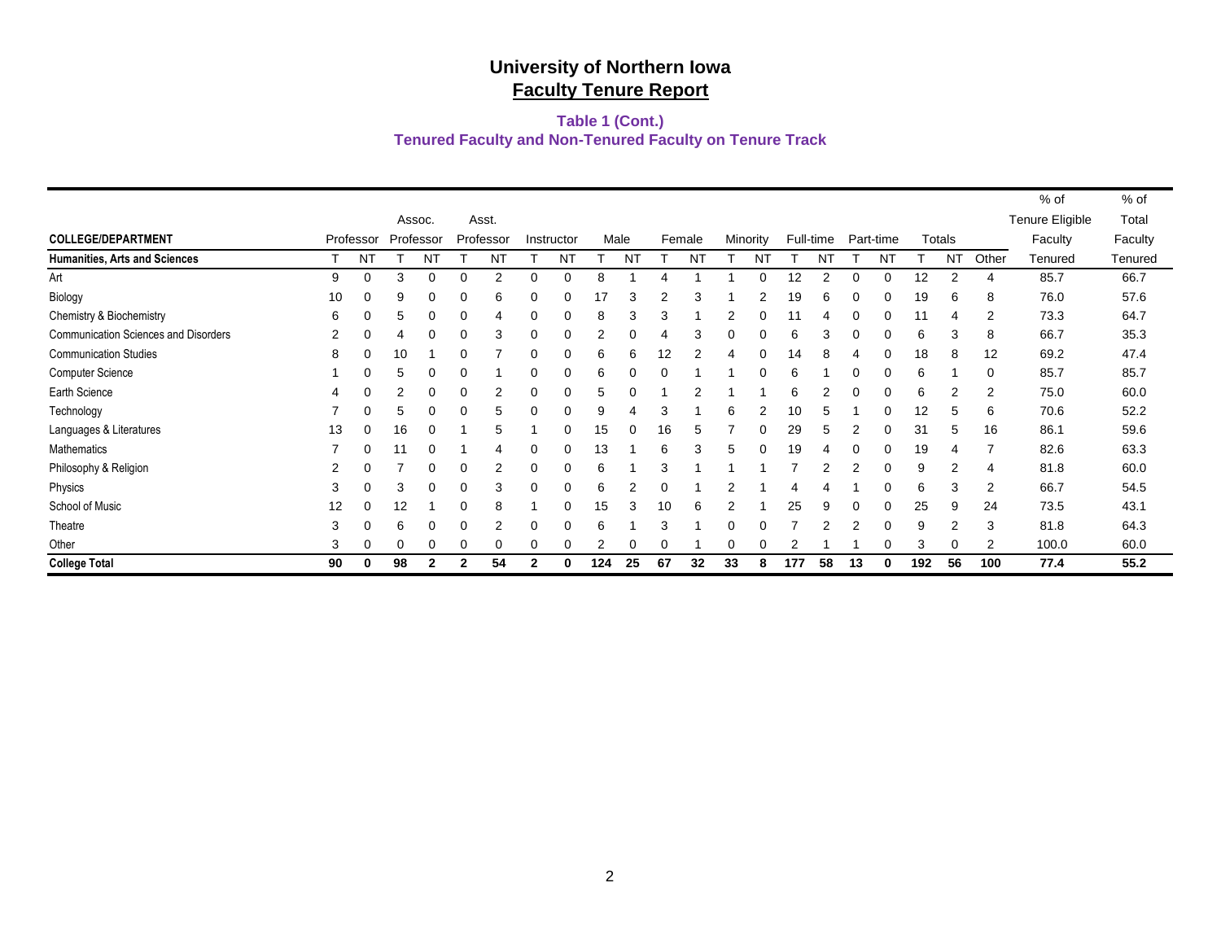# University of Northern Iowa

## Faculty Tenure Report

### Table 1 (Cont.)

### Tenured Faculty and Non-Tenured Faculty on Tenure Track

| COLLEGE/DEPARTMENT | Professor | | Assoc. Professor | | Asst. Professor | | Instructor | | Male | | Female | | Minority | | Full-time | | Part-time | | Totals | | | % of Tenure Eligible Faculty | % of Total Faculty |
|---|---|---|---|---|---|---|---|---|---|---|---|---|---|---|---|---|---|---|---|---|---|---|---|
| **Humanities, Arts and Sciences** | T | NT | T | NT | T | NT | T | NT | T | NT | T | NT | T | NT | T | NT | T | NT | T | NT | Other | Tenured | Tenured |
| Art | 9 | 0 | 3 | 0 | 0 | 2 | 0 | 0 | 8 | 1 | 4 | 1 | 1 | 0 | 12 | 2 | 0 | 0 | 12 | 2 | 4 | 85.7 | 66.7 |
| Biology | 10 | 0 | 9 | 0 | 0 | 6 | 0 | 0 | 17 | 3 | 2 | 3 | 1 | 2 | 19 | 6 | 0 | 0 | 19 | 6 | 8 | 76.0 | 57.6 |
| Chemistry & Biochemistry | 6 | 0 | 5 | 0 | 0 | 4 | 0 | 0 | 8 | 3 | 3 | 1 | 2 | 0 | 11 | 4 | 0 | 0 | 11 | 4 | 2 | 73.3 | 64.7 |
| Communication Sciences and Disorders | 2 | 0 | 4 | 0 | 0 | 3 | 0 | 0 | 2 | 0 | 4 | 3 | 0 | 0 | 6 | 3 | 0 | 0 | 6 | 3 | 8 | 66.7 | 35.3 |
| Communication Studies | 8 | 0 | 10 | 1 | 0 | 7 | 0 | 0 | 6 | 6 | 12 | 2 | 4 | 0 | 14 | 8 | 4 | 0 | 18 | 8 | 12 | 69.2 | 47.4 |
| Computer Science | 1 | 0 | 5 | 0 | 0 | 1 | 0 | 0 | 6 | 0 | 0 | 1 | 1 | 0 | 6 | 1 | 0 | 0 | 6 | 1 | 0 | 85.7 | 85.7 |
| Earth Science | 4 | 0 | 2 | 0 | 0 | 2 | 0 | 0 | 5 | 0 | 1 | 2 | 1 | 1 | 6 | 2 | 0 | 0 | 6 | 2 | 2 | 75.0 | 60.0 |
| Technology | 7 | 0 | 5 | 0 | 0 | 5 | 0 | 0 | 9 | 4 | 3 | 1 | 6 | 2 | 10 | 5 | 1 | 0 | 12 | 5 | 6 | 70.6 | 52.2 |
| Languages & Literatures | 13 | 0 | 16 | 0 | 1 | 5 | 1 | 0 | 15 | 0 | 16 | 5 | 7 | 0 | 29 | 5 | 2 | 0 | 31 | 5 | 16 | 86.1 | 59.6 |
| Mathematics | 7 | 0 | 11 | 0 | 1 | 4 | 0 | 0 | 13 | 1 | 6 | 3 | 5 | 0 | 19 | 4 | 0 | 0 | 19 | 4 | 7 | 82.6 | 63.3 |
| Philosophy & Religion | 2 | 0 | 7 | 0 | 0 | 2 | 0 | 0 | 6 | 1 | 3 | 1 | 1 | 1 | 7 | 2 | 2 | 0 | 9 | 2 | 4 | 81.8 | 60.0 |
| Physics | 3 | 0 | 3 | 0 | 0 | 3 | 0 | 0 | 6 | 2 | 0 | 1 | 2 | 1 | 4 | 4 | 1 | 0 | 6 | 3 | 2 | 66.7 | 54.5 |
| School of Music | 12 | 0 | 12 | 1 | 0 | 8 | 1 | 0 | 15 | 3 | 10 | 6 | 2 | 1 | 25 | 9 | 0 | 0 | 25 | 9 | 24 | 73.5 | 43.1 |
| Theatre | 3 | 0 | 6 | 0 | 0 | 2 | 0 | 0 | 6 | 1 | 3 | 1 | 0 | 0 | 7 | 2 | 2 | 0 | 9 | 2 | 3 | 81.8 | 64.3 |
| Other | 3 | 0 | 0 | 0 | 0 | 0 | 0 | 0 | 2 | 0 | 0 | 1 | 0 | 0 | 2 | 1 | 1 | 0 | 3 | 0 | 2 | 100.0 | 60.0 |
| **College Total** | **90** | **0** | **98** | **2** | **2** | **54** | **2** | **0** | **124** | **25** | **67** | **32** | **33** | **8** | **177** | **58** | **13** | **0** | **192** | **56** | **100** | **77.4** | **55.2** |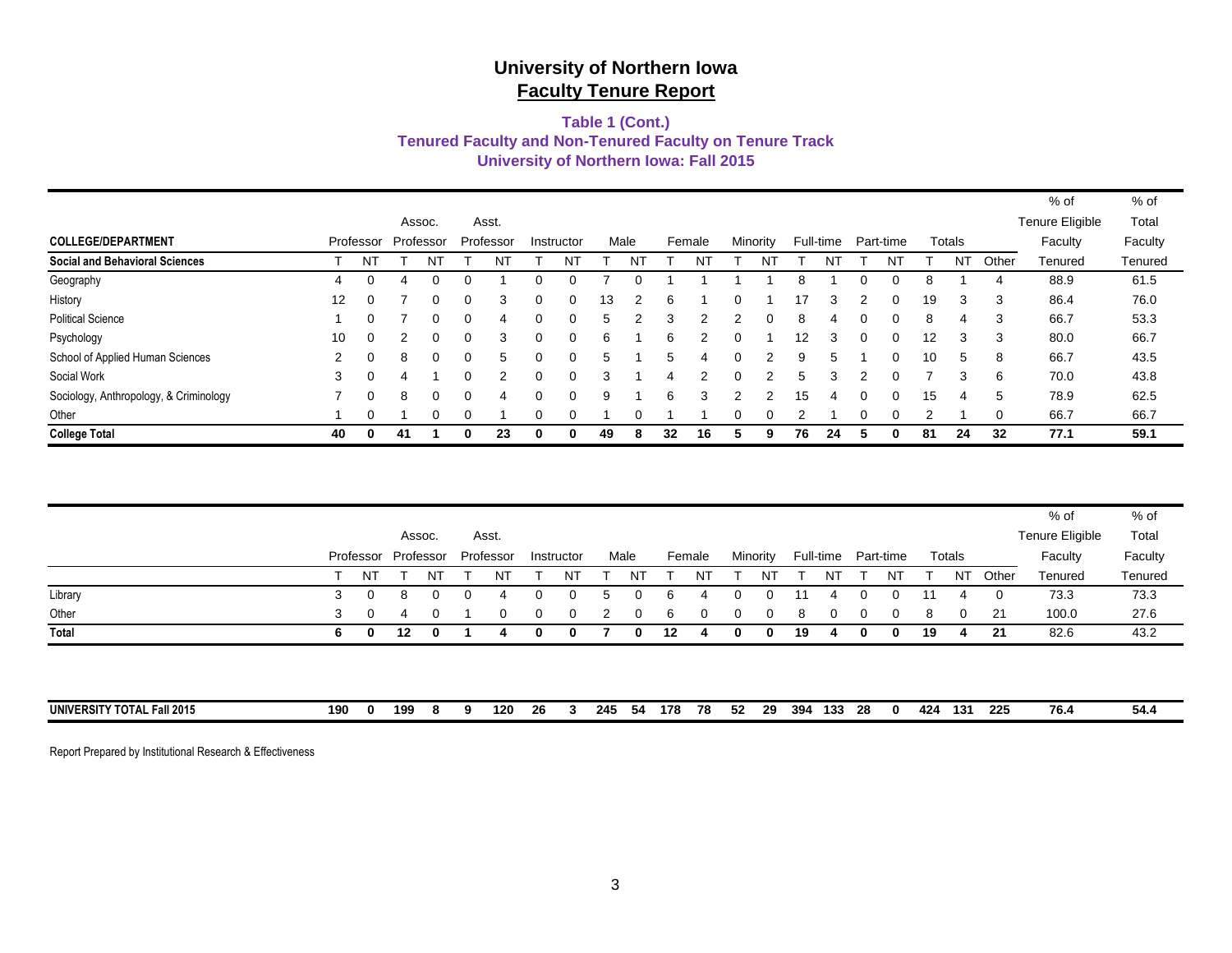# University of Northern Iowa
## Faculty Tenure Report

### Table 1 (Cont.)
### Tenured Faculty and Non-Tenured Faculty on Tenure Track
### University of Northern Iowa: Fall 2015

| COLLEGE/DEPARTMENT | Professor | | Assoc. Professor | | Asst. Professor | | Instructor | | Male | | Female | | Minority | | Full-time | | Part-time | | Totals | | | % of Tenure Eligible Faculty | % of Total Faculty |
|---|---|---|---|---|---|---|---|---|---|---|---|---|---|---|---|---|---|---|---|---|---|---|---|
| **Social and Behavioral Sciences** | T | NT | T | NT | T | NT | T | NT | T | NT | T | NT | T | NT | T | NT | T | NT | T | NT | Other | Tenured | Tenured |
| Geography | 4 | 0 | 4 | 0 | 0 | 1 | 0 | 0 | 7 | 0 | 1 | 1 | 1 | 1 | 8 | 1 | 0 | 0 | 8 | 1 | 4 | 88.9 | 61.5 |
| History | 12 | 0 | 7 | 0 | 0 | 3 | 0 | 0 | 13 | 2 | 6 | 1 | 0 | 1 | 17 | 3 | 2 | 0 | 19 | 3 | 3 | 86.4 | 76.0 |
| Political Science | 1 | 0 | 7 | 0 | 0 | 4 | 0 | 0 | 5 | 2 | 3 | 2 | 2 | 0 | 8 | 4 | 0 | 0 | 8 | 4 | 3 | 66.7 | 53.3 |
| Psychology | 10 | 0 | 2 | 0 | 0 | 3 | 0 | 0 | 6 | 1 | 6 | 2 | 0 | 1 | 12 | 3 | 0 | 0 | 12 | 3 | 3 | 80.0 | 66.7 |
| School of Applied Human Sciences | 2 | 0 | 8 | 0 | 0 | 5 | 0 | 0 | 5 | 1 | 5 | 4 | 0 | 2 | 9 | 5 | 1 | 0 | 10 | 5 | 8 | 66.7 | 43.5 |
| Social Work | 3 | 0 | 4 | 1 | 0 | 2 | 0 | 0 | 3 | 1 | 4 | 2 | 0 | 2 | 5 | 3 | 2 | 0 | 7 | 3 | 6 | 70.0 | 43.8 |
| Sociology, Anthropology, & Criminology | 7 | 0 | 8 | 0 | 0 | 4 | 0 | 0 | 9 | 1 | 6 | 3 | 2 | 2 | 15 | 4 | 0 | 0 | 15 | 4 | 5 | 78.9 | 62.5 |
| Other | 1 | 0 | 1 | 0 | 0 | 1 | 0 | 0 | 1 | 0 | 1 | 1 | 0 | 0 | 2 | 1 | 0 | 0 | 2 | 1 | 0 | 66.7 | 66.7 |
| **College Total** | **40** | **0** | **41** | **1** | **0** | **23** | **0** | **0** | **49** | **8** | **32** | **16** | **5** | **9** | **76** | **24** | **5** | **0** | **81** | **24** | **32** | **77.1** | **59.1** |

| | Professor | | Assoc. Professor | | Asst. Professor | | Instructor | | Male | | Female | | Minority | | Full-time | | Part-time | | Totals | | | % of Tenure Eligible Faculty | % of Total Faculty |
|---|---|---|---|---|---|---|---|---|---|---|---|---|---|---|---|---|---|---|---|---|---|---|---|
| | T | NT | T | NT | T | NT | T | NT | T | NT | T | NT | T | NT | T | NT | T | NT | T | NT | Other | Tenured | Tenured |
| Library | 3 | 0 | 8 | 0 | 0 | 4 | 0 | 0 | 5 | 0 | 6 | 4 | 0 | 0 | 11 | 4 | 0 | 0 | 11 | 4 | 0 | 73.3 | 73.3 |
| Other | 3 | 0 | 4 | 0 | 1 | 0 | 0 | 0 | 2 | 0 | 6 | 0 | 0 | 0 | 8 | 0 | 0 | 0 | 8 | 0 | 21 | 100.0 | 27.6 |
| **Total** | **6** | **0** | **12** | **0** | **1** | **4** | **0** | **0** | **7** | **0** | **12** | **4** | **0** | **0** | **19** | **4** | **0** | **0** | **19** | **4** | **21** | 82.6 | 43.2 |

| | | | | | | | | | | | | | | | | | | | | | | | |
|---|---|---|---|---|---|---|---|---|---|---|---|---|---|---|---|---|---|---|---|---|---|---|---|
| **UNIVERSITY TOTAL Fall 2015** | **190** | **0** | **199** | **8** | **9** | **120** | **26** | **3** | **245** | **54** | **178** | **78** | **52** | **29** | **394** | **133** | **28** | **0** | **424** | **131** | **225** | **76.4** | **54.4** |

Report Prepared by Institutional Research & Effectiveness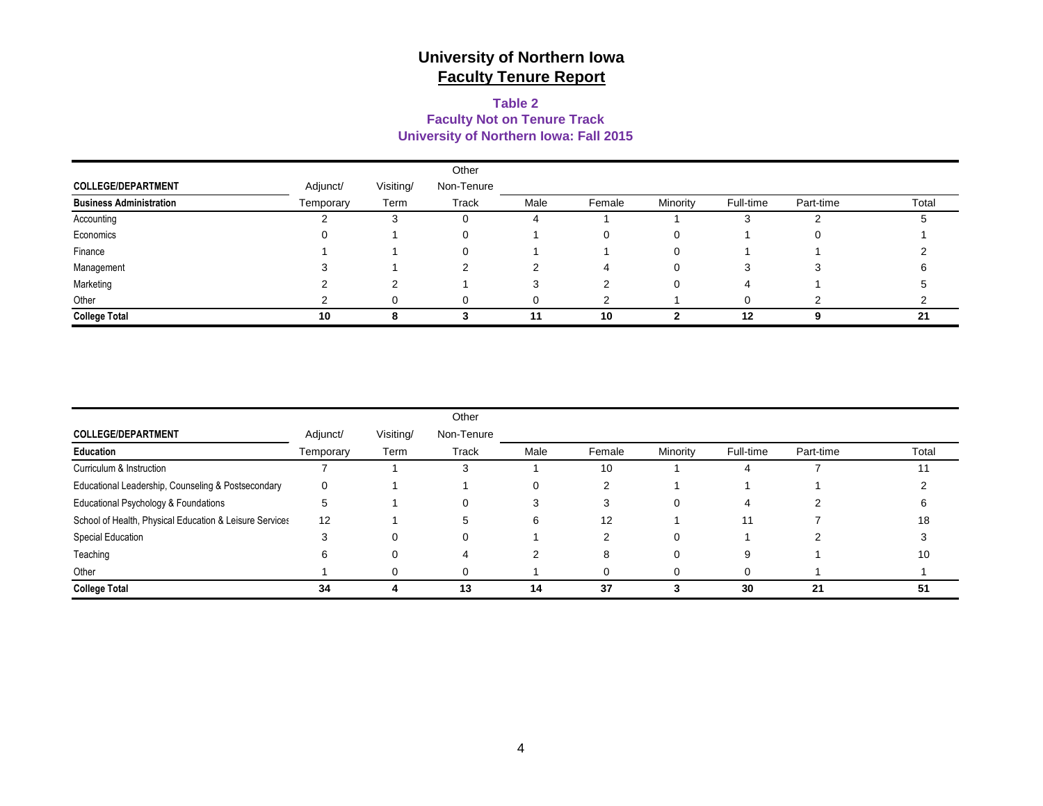# University of Northern Iowa
## Faculty Tenure Report

### Table 2
### Faculty Not on Tenure Track
### University of Northern Iowa: Fall 2015

| COLLEGE/DEPARTMENT | Adjunct/ Temporary | Visiting/ Term | Other Non-Tenure Track | Male | Female | Minority | Full-time | Part-time | Total |
|---|---|---|---|---|---|---|---|---|---|
| **Business Administration** | | | | | | | | | |
| Accounting | 2 | 3 | 0 | 4 | 1 | 1 | 3 | 2 | 5 |
| Economics | 0 | 1 | 0 | 1 | 0 | 0 | 1 | 0 | 1 |
| Finance | 1 | 1 | 0 | 1 | 1 | 0 | 1 | 1 | 2 |
| Management | 3 | 1 | 2 | 2 | 4 | 0 | 3 | 3 | 6 |
| Marketing | 2 | 2 | 1 | 3 | 2 | 0 | 4 | 1 | 5 |
| Other | 2 | 0 | 0 | 0 | 2 | 1 | 0 | 2 | 2 |
| **College Total** | **10** | **8** | **3** | **11** | **10** | **2** | **12** | **9** | **21** |

| COLLEGE/DEPARTMENT | Adjunct/ Temporary | Visiting/ Term | Other Non-Tenure Track | Male | Female | Minority | Full-time | Part-time | Total |
|---|---|---|---|---|---|---|---|---|---|
| **Education** | | | | | | | | | |
| Curriculum & Instruction | 7 | 1 | 3 | 1 | 10 | 1 | 4 | 7 | 11 |
| Educational Leadership, Counseling & Postsecondary | 0 | 1 | 1 | 0 | 2 | 1 | 1 | 1 | 2 |
| Educational Psychology & Foundations | 5 | 1 | 0 | 3 | 3 | 0 | 4 | 2 | 6 |
| School of Health, Physical Education & Leisure Services | 12 | 1 | 5 | 6 | 12 | 1 | 11 | 7 | 18 |
| Special Education | 3 | 0 | 0 | 1 | 2 | 0 | 1 | 2 | 3 |
| Teaching | 6 | 0 | 4 | 2 | 8 | 0 | 9 | 1 | 10 |
| Other | 1 | 0 | 0 | 1 | 0 | 0 | 0 | 1 | 1 |
| **College Total** | **34** | **4** | **13** | **14** | **37** | **3** | **30** | **21** | **51** |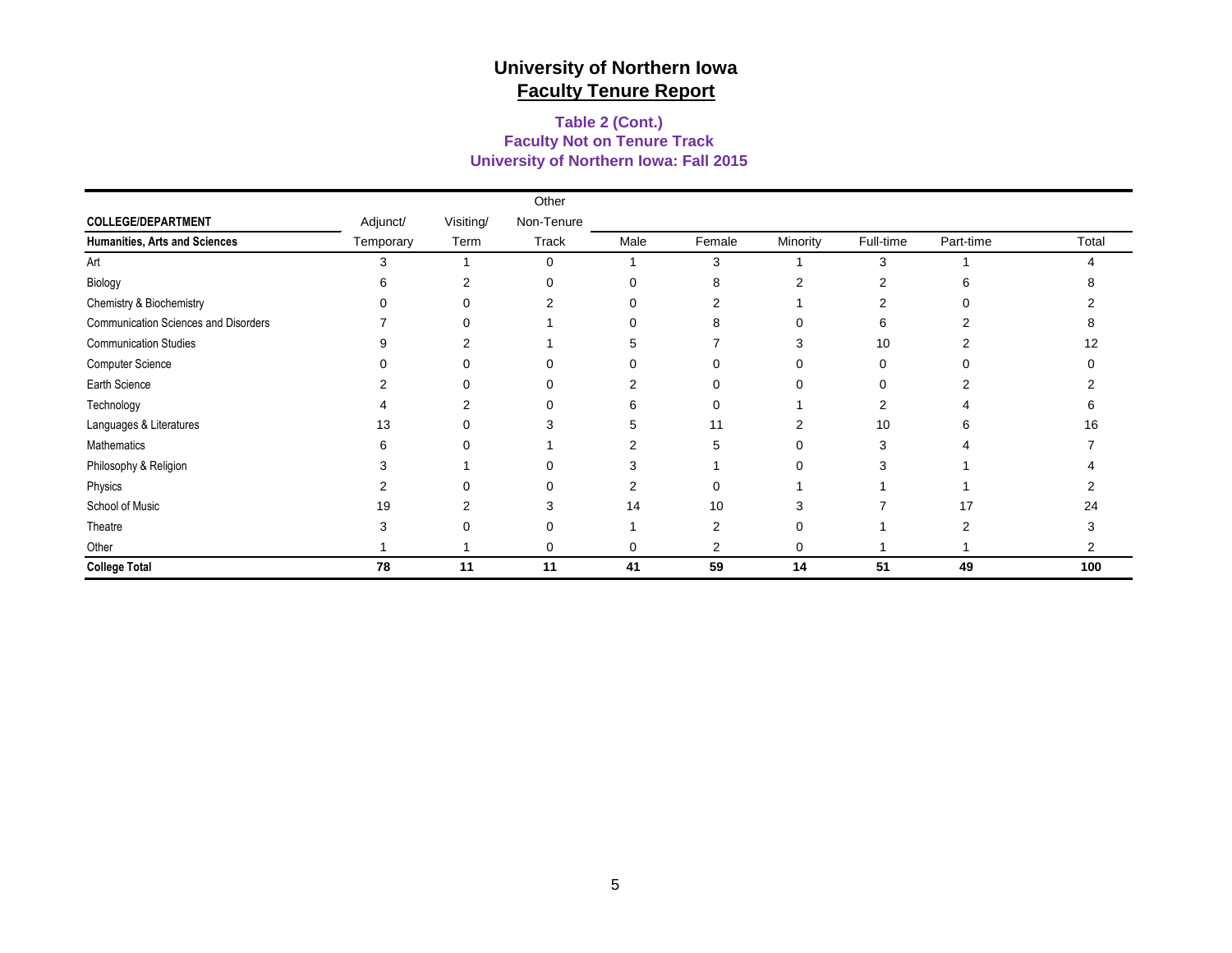# University of Northern Iowa
## Faculty Tenure Report

### Table 2 (Cont.)
### Faculty Not on Tenure Track
### University of Northern Iowa: Fall 2015

| COLLEGE/DEPARTMENT | Adjunct/ Temporary | Visiting/ Term | Other Non-Tenure Track | Male | Female | Minority | Full-time | Part-time | Total |
|---|---|---|---|---|---|---|---|---|---|
| **Humanities, Arts and Sciences** | | | | | | | | | |
| Art | 3 | 1 | 0 | 1 | 3 | 1 | 3 | 1 | 4 |
| Biology | 6 | 2 | 0 | 0 | 8 | 2 | 2 | 6 | 8 |
| Chemistry & Biochemistry | 0 | 0 | 2 | 0 | 2 | 1 | 2 | 0 | 2 |
| Communication Sciences and Disorders | 7 | 0 | 1 | 0 | 8 | 0 | 6 | 2 | 8 |
| Communication Studies | 9 | 2 | 1 | 5 | 7 | 3 | 10 | 2 | 12 |
| Computer Science | 0 | 0 | 0 | 0 | 0 | 0 | 0 | 0 | 0 |
| Earth Science | 2 | 0 | 0 | 2 | 0 | 0 | 0 | 2 | 2 |
| Technology | 4 | 2 | 0 | 6 | 0 | 1 | 2 | 4 | 6 |
| Languages & Literatures | 13 | 0 | 3 | 5 | 11 | 2 | 10 | 6 | 16 |
| Mathematics | 6 | 0 | 1 | 2 | 5 | 0 | 3 | 4 | 7 |
| Philosophy & Religion | 3 | 1 | 0 | 3 | 1 | 0 | 3 | 1 | 4 |
| Physics | 2 | 0 | 0 | 2 | 0 | 1 | 1 | 1 | 2 |
| School of Music | 19 | 2 | 3 | 14 | 10 | 3 | 7 | 17 | 24 |
| Theatre | 3 | 0 | 0 | 1 | 2 | 0 | 1 | 2 | 3 |
| Other | 1 | 1 | 0 | 0 | 2 | 0 | 1 | 1 | 2 |
| **College Total** | **78** | **11** | **11** | **41** | **59** | **14** | **51** | **49** | **100** |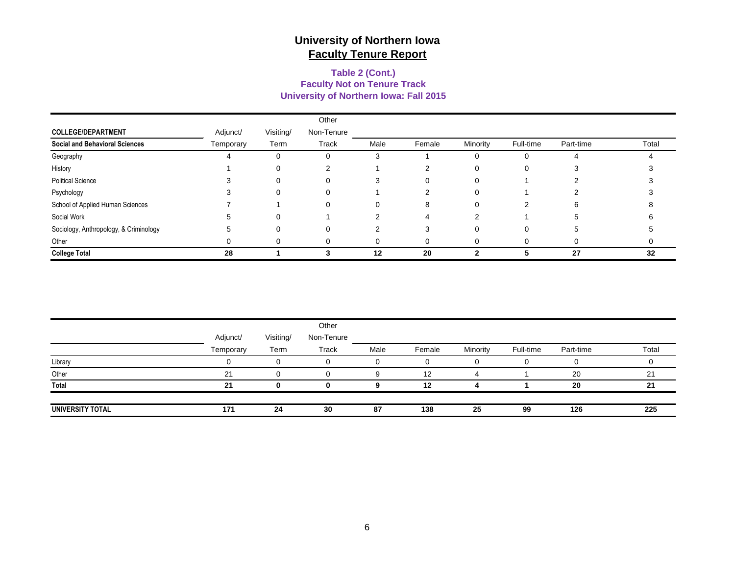# University of Northern Iowa
## Faculty Tenure Report

### Table 2 (Cont.)
### Faculty Not on Tenure Track
### University of Northern Iowa: Fall 2015

| COLLEGE/DEPARTMENT<br>**Social and Behavioral Sciences** | Adjunct/ Temporary | Visiting/ Term | Other Non-Tenure Track | Male | Female | Minority | Full-time | Part-time | Total |
|---|---|---|---|---|---|---|---|---|---|
| Geography | 4 | 0 | 0 | 3 | 1 | 0 | 0 | 4 | 4 |
| History | 1 | 0 | 2 | 1 | 2 | 0 | 0 | 3 | 3 |
| Political Science | 3 | 0 | 0 | 3 | 0 | 0 | 1 | 2 | 3 |
| Psychology | 3 | 0 | 0 | 1 | 2 | 0 | 1 | 2 | 3 |
| School of Applied Human Sciences | 7 | 1 | 0 | 0 | 8 | 0 | 2 | 6 | 8 |
| Social Work | 5 | 0 | 1 | 2 | 4 | 2 | 1 | 5 | 6 |
| Sociology, Anthropology, & Criminology | 5 | 0 | 0 | 2 | 3 | 0 | 0 | 5 | 5 |
| Other | 0 | 0 | 0 | 0 | 0 | 0 | 0 | 0 | 0 |
| **College Total** | **28** | **1** | **3** | **12** | **20** | **2** | **5** | **27** | **32** |

| | Adjunct/ Temporary | Visiting/ Term | Other Non-Tenure Track | Male | Female | Minority | Full-time | Part-time | Total |
|---|---|---|---|---|---|---|---|---|---|
| Library | 0 | 0 | 0 | 0 | 0 | 0 | 0 | 0 | 0 |
| Other | 21 | 0 | 0 | 9 | 12 | 4 | 1 | 20 | 21 |
| **Total** | **21** | **0** | **0** | **9** | **12** | **4** | **1** | **20** | **21** |
| **UNIVERSITY TOTAL** | **171** | **24** | **30** | **87** | **138** | **25** | **99** | **126** | **225** |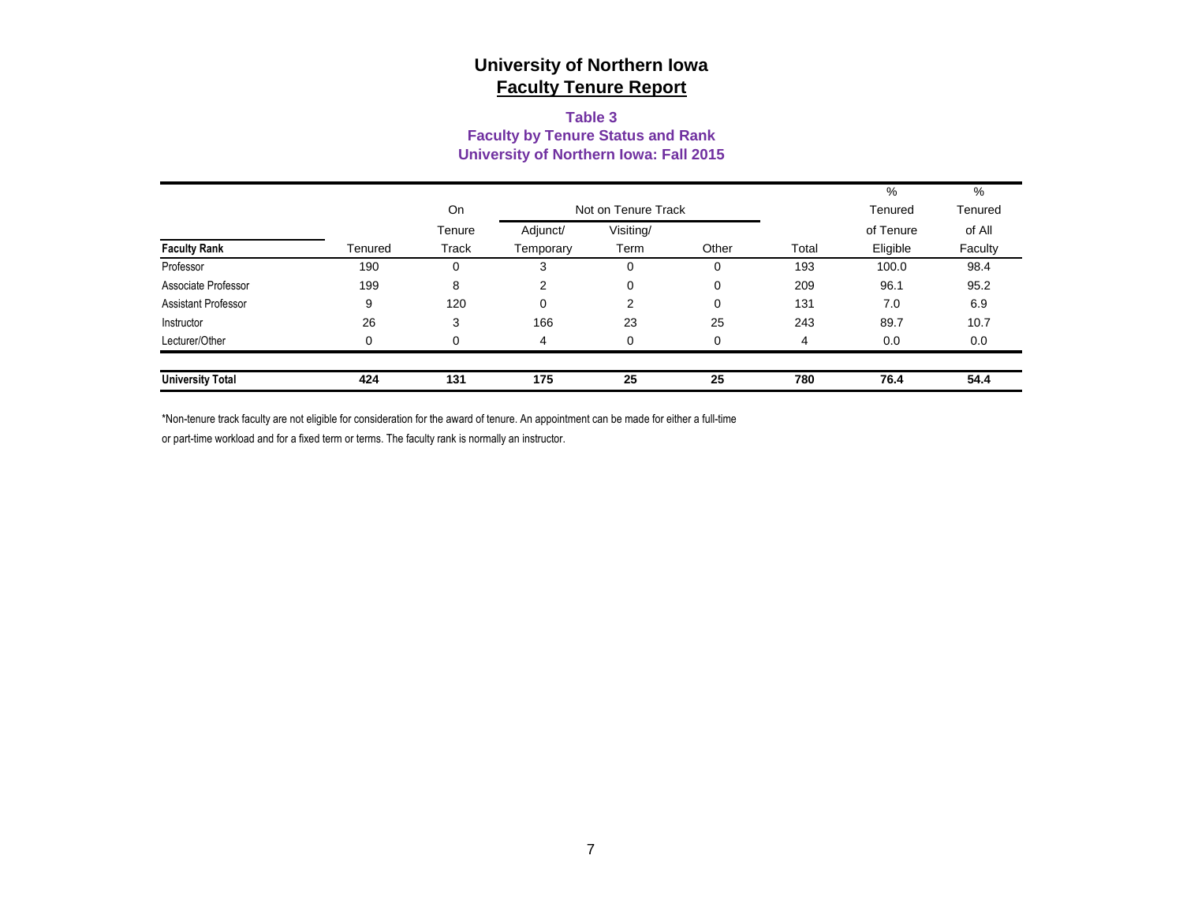# University of Northern Iowa
## Faculty Tenure Report

### Table 3
### Faculty by Tenure Status and Rank
### University of Northern Iowa: Fall 2015

| Faculty Rank | Tenured | On Tenure Track | Not on Tenure Track | | | Total | % Tenured of Tenure Eligible | % Tenured of All Faculty |
|---|---|---|---|---|---|---|---|---|
| | | | Adjunct/ Temporary | Visiting/ Term | Other | | | |
| Professor | 190 | 0 | 3 | 0 | 0 | 193 | 100.0 | 98.4 |
| Associate Professor | 199 | 8 | 2 | 0 | 0 | 209 | 96.1 | 95.2 |
| Assistant Professor | 9 | 120 | 0 | 2 | 0 | 131 | 7.0 | 6.9 |
| Instructor | 26 | 3 | 166 | 23 | 25 | 243 | 89.7 | 10.7 |
| Lecturer/Other | 0 | 0 | 4 | 0 | 0 | 4 | 0.0 | 0.0 |
| **University Total** | **424** | **131** | **175** | **25** | **25** | **780** | **76.4** | **54.4** |

*Non-tenure track faculty are not eligible for consideration for the award of tenure. An appointment can be made for either a full-time or part-time workload and for a fixed term or terms. The faculty rank is normally an instructor.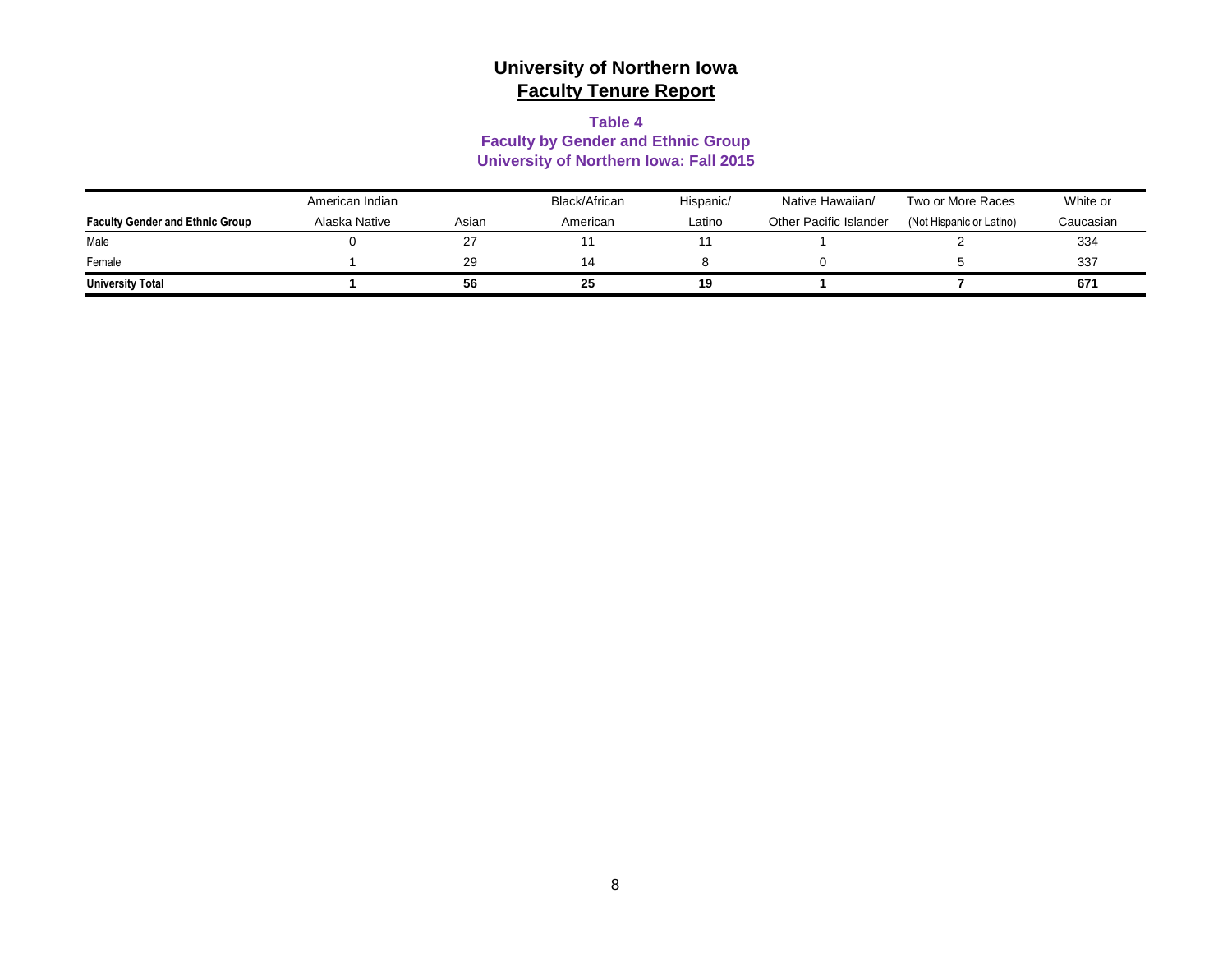# University of Northern Iowa
## Faculty Tenure Report

### Table 4
### Faculty by Gender and Ethnic Group
### University of Northern Iowa: Fall 2015

| Faculty Gender and Ethnic Group | American Indian Alaska Native | Asian | Black/African American | Hispanic/ Latino | Native Hawaiian/ Other Pacific Islander | Two or More Races (Not Hispanic or Latino) | White or Caucasian |
|---|---|---|---|---|---|---|---|
| Male | 0 | 27 | 11 | 11 | 1 | 2 | 334 |
| Female | 1 | 29 | 14 | 8 | 0 | 5 | 337 |
| **University Total** | **1** | **56** | **25** | **19** | **1** | **7** | **671** |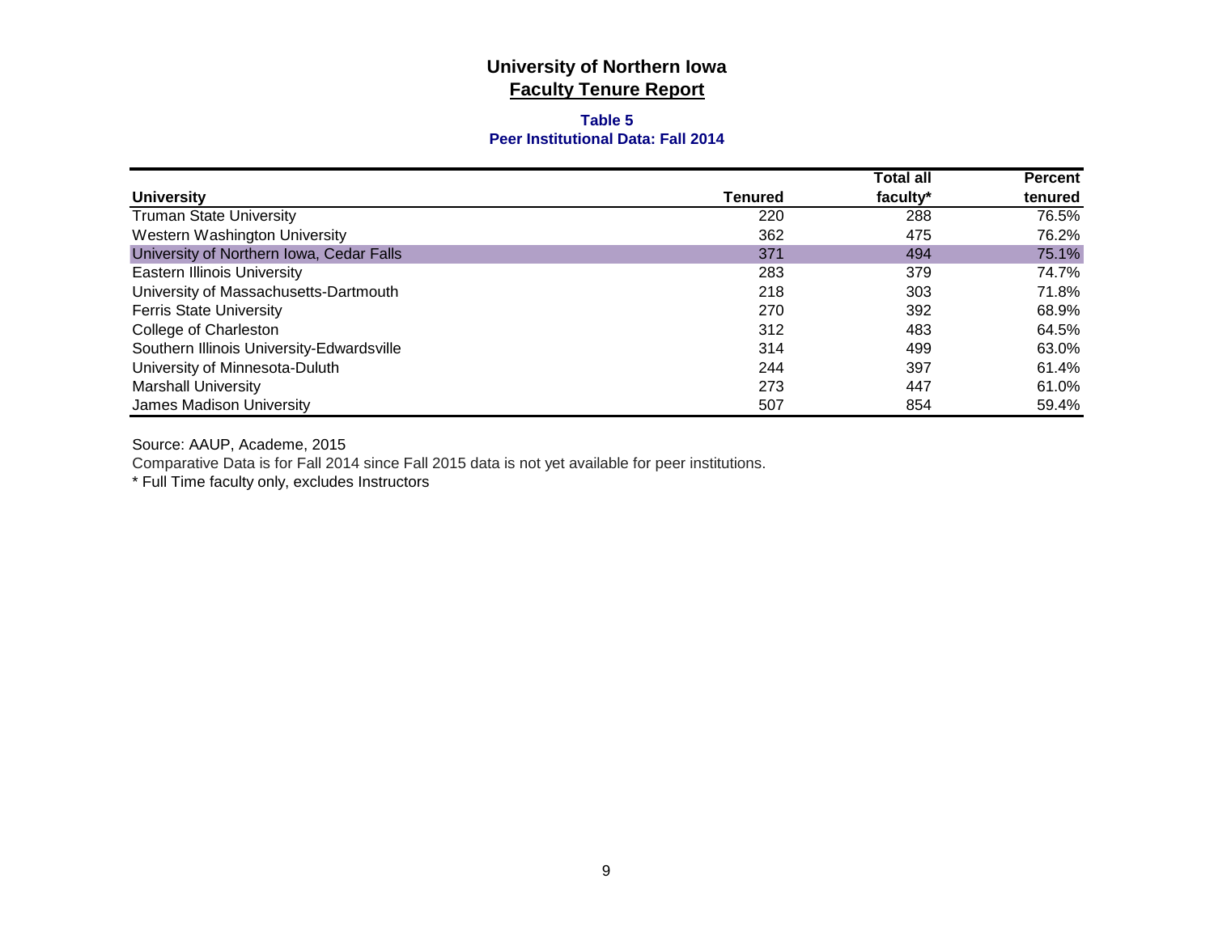# University of Northern Iowa

## Faculty Tenure Report

### Table 5
### Peer Institutional Data: Fall 2014

| University | Tenured | Total all faculty* | Percent tenured |
|---|---|---|---|
| Truman State University | 220 | 288 | 76.5% |
| Western Washington University | 362 | 475 | 76.2% |
| University of Northern Iowa, Cedar Falls | 371 | 494 | 75.1% |
| Eastern Illinois University | 283 | 379 | 74.7% |
| University of Massachusetts-Dartmouth | 218 | 303 | 71.8% |
| Ferris State University | 270 | 392 | 68.9% |
| College of Charleston | 312 | 483 | 64.5% |
| Southern Illinois University-Edwardsville | 314 | 499 | 63.0% |
| University of Minnesota-Duluth | 244 | 397 | 61.4% |
| Marshall University | 273 | 447 | 61.0% |
| James Madison University | 507 | 854 | 59.4% |

Source: AAUP, Academe, 2015

Comparative Data is for Fall 2014 since Fall 2015 data is not yet available for peer institutions.

* Full Time faculty only, excludes Instructors